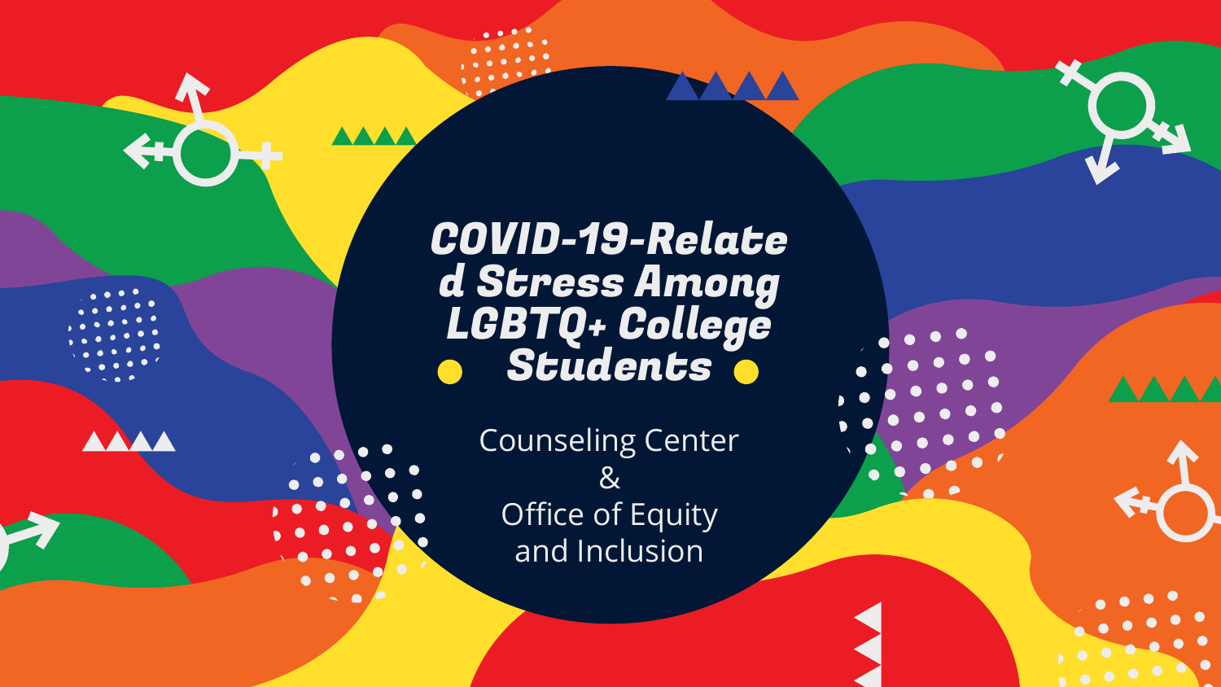# COVID-19-Related Stress Among LGBTQ+ College Students

Counseling Center
&
Office of Equity and Inclusion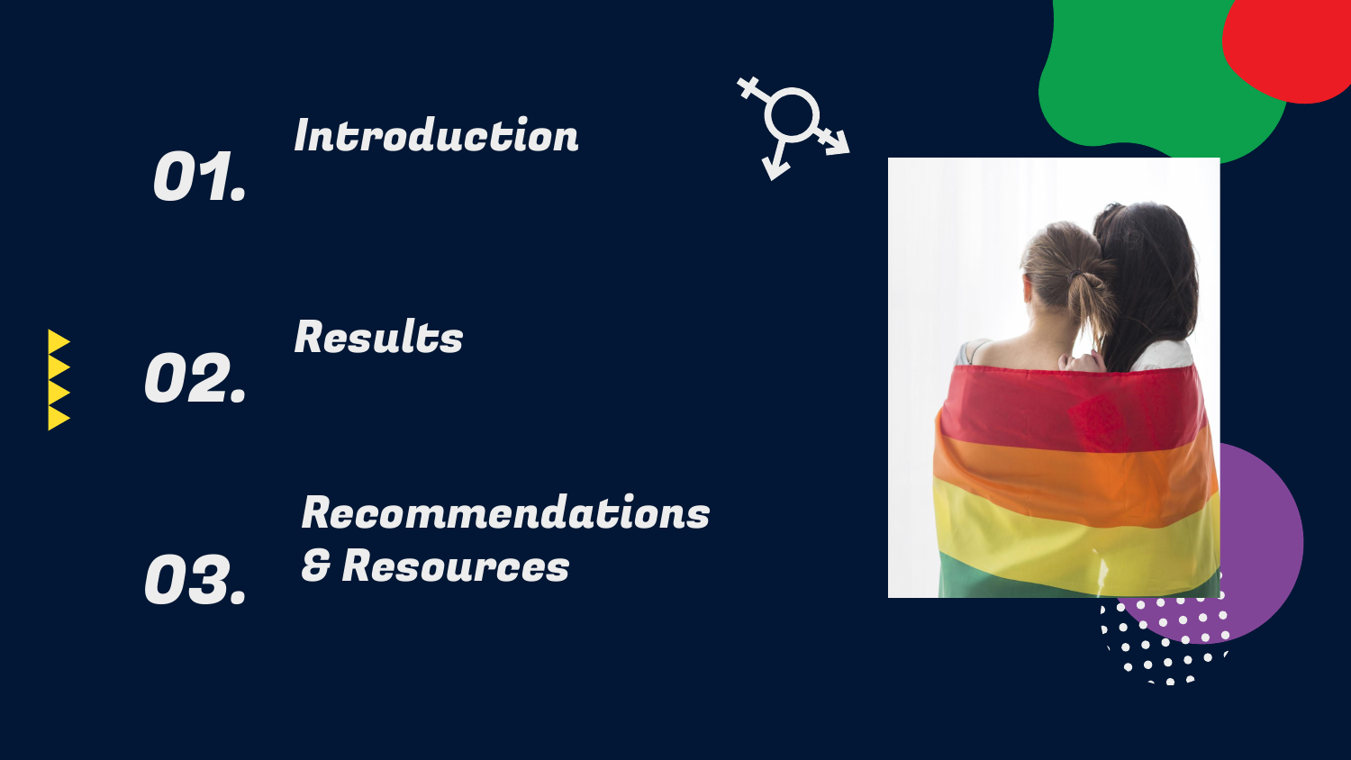01. Introduction

02. Results

03. Recommendations & Resources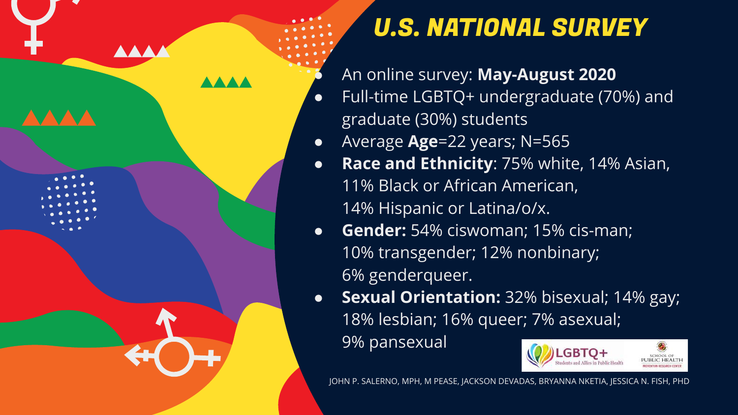# U.S. NATIONAL SURVEY

- An online survey: **May-August 2020**
- Full-time LGBTQ+ undergraduate (70%) and graduate (30%) students
- Average **Age**=22 years; N=565
- **Race and Ethnicity**: 75% white, 14% Asian, 11% Black or African American, 14% Hispanic or Latina/o/x.
- **Gender:** 54% ciswoman; 15% cis-man; 10% transgender; 12% nonbinary; 6% genderqueer.
- **Sexual Orientation:** 32% bisexual; 14% gay; 18% lesbian; 16% queer; 7% asexual; 9% pansexual

LGBTQ+ Students and Allies in Public Health

SCHOOL OF PUBLIC HEALTH PREVENTION RESEARCH CENTER

JOHN P. SALERNO, MPH, M PEASE, JACKSON DEVADAS, BRYANNA NKETIA, JESSICA N. FISH, PHD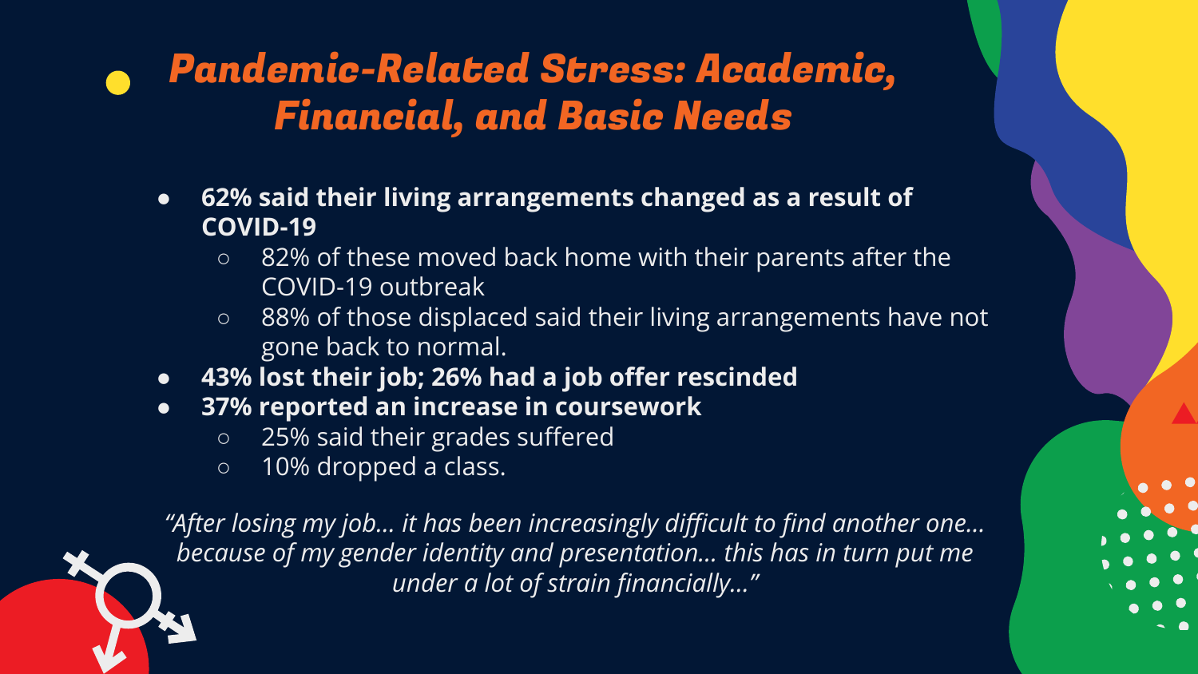# *Pandemic-Related Stress: Academic, Financial, and Basic Needs*

- **62% said their living arrangements changed as a result of COVID-19**
  - 82% of these moved back home with their parents after the COVID-19 outbreak
  - 88% of those displaced said their living arrangements have not gone back to normal.
- **43% lost their job; 26% had a job offer rescinded**
- **37% reported an increase in coursework**
  - 25% said their grades suffered
  - 10% dropped a class.

*"After losing my job... it has been increasingly difficult to find another one... because of my gender identity and presentation... this has in turn put me under a lot of strain financially..."*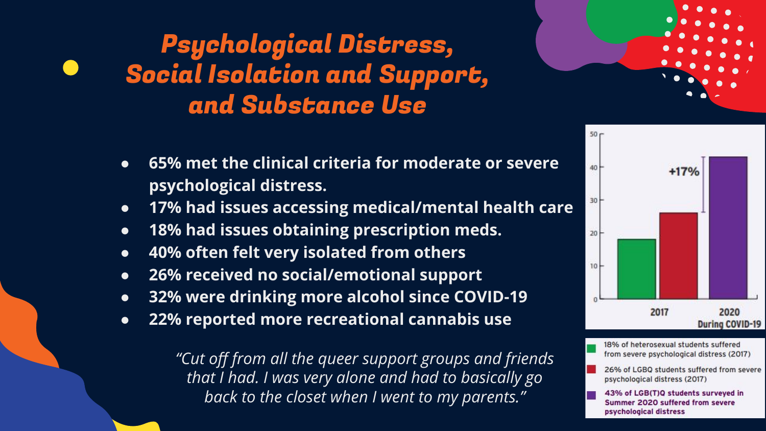# *Psychological Distress, Social Isolation and Support, and Substance Use*

- **65% met the clinical criteria for moderate or severe psychological distress.**
- **17% had issues accessing medical/mental health care**
- **18% had issues obtaining prescription meds.**
- **40% often felt very isolated from others**
- **26% received no social/emotional support**
- **32% were drinking more alcohol since COVID-19**
- **22% reported more recreational cannabis use**

*"Cut off from all the queer support groups and friends that I had. I was very alone and had to basically go back to the closet when I went to my parents."*

+17%

2017

2020 During COVID-19

- 18% of heterosexual students suffered from severe psychological distress (2017)
- 26% of LGBQ students suffered from severe psychological distress (2017)
- **43% of LGB(T)Q students surveyed in Summer 2020 suffered from severe psychological distress**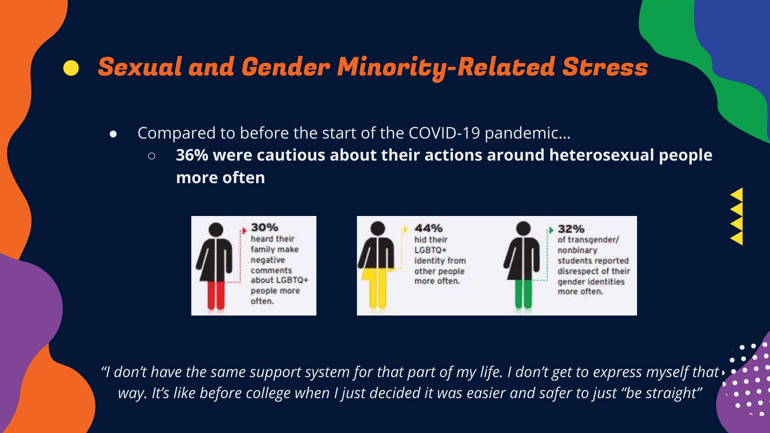# Sexual and Gender Minority-Related Stress

- Compared to before the start of the COVID-19 pandemic…
  - **36% were cautious about their actions around heterosexual people more often**

**30%** heard their family make negative comments about LGBTQ+ people more often.

**44%** hid their LGBTQ+ identity from other people more often.

**32%** of transgender/nonbinary students reported disrespect of their gender identities more often.

*"I don't have the same support system for that part of my life. I don't get to express myself that way. It's like before college when I just decided it was easier and safer to just "be straight"*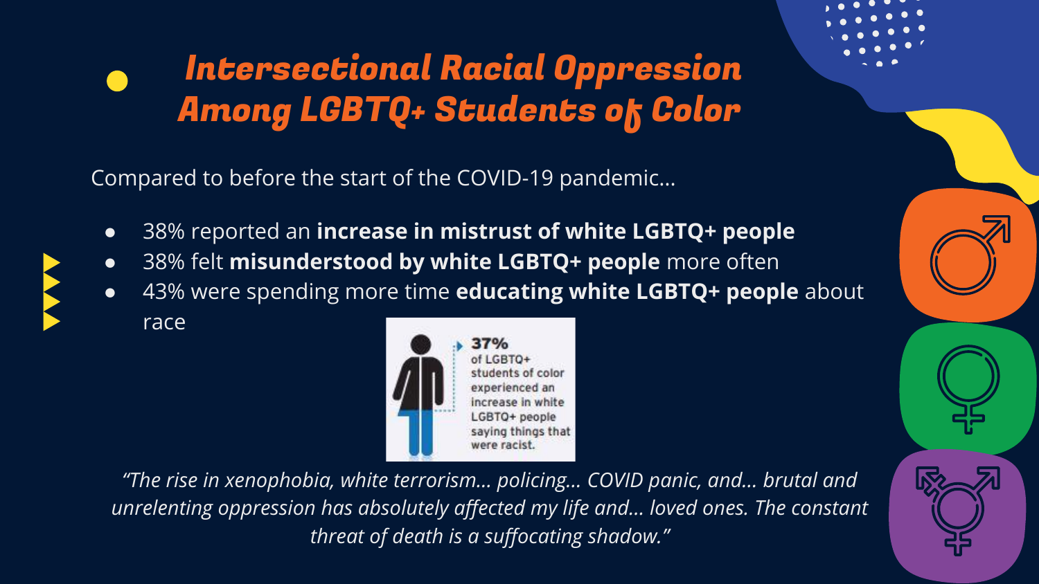# *Intersectional Racial Oppression Among LGBTQ+ Students of Color*

Compared to before the start of the COVID-19 pandemic...

- 38% reported an **increase in mistrust of white LGBTQ+ people**
- 38% felt **misunderstood by white LGBTQ+ people** more often
- 43% were spending more time **educating white LGBTQ+ people** about race

**37%** of LGBTQ+ students of color experienced an increase in white LGBTQ+ people saying things that were racist.

*"The rise in xenophobia, white terrorism... policing... COVID panic, and... brutal and unrelenting oppression has absolutely affected my life and... loved ones. The constant threat of death is a suffocating shadow."*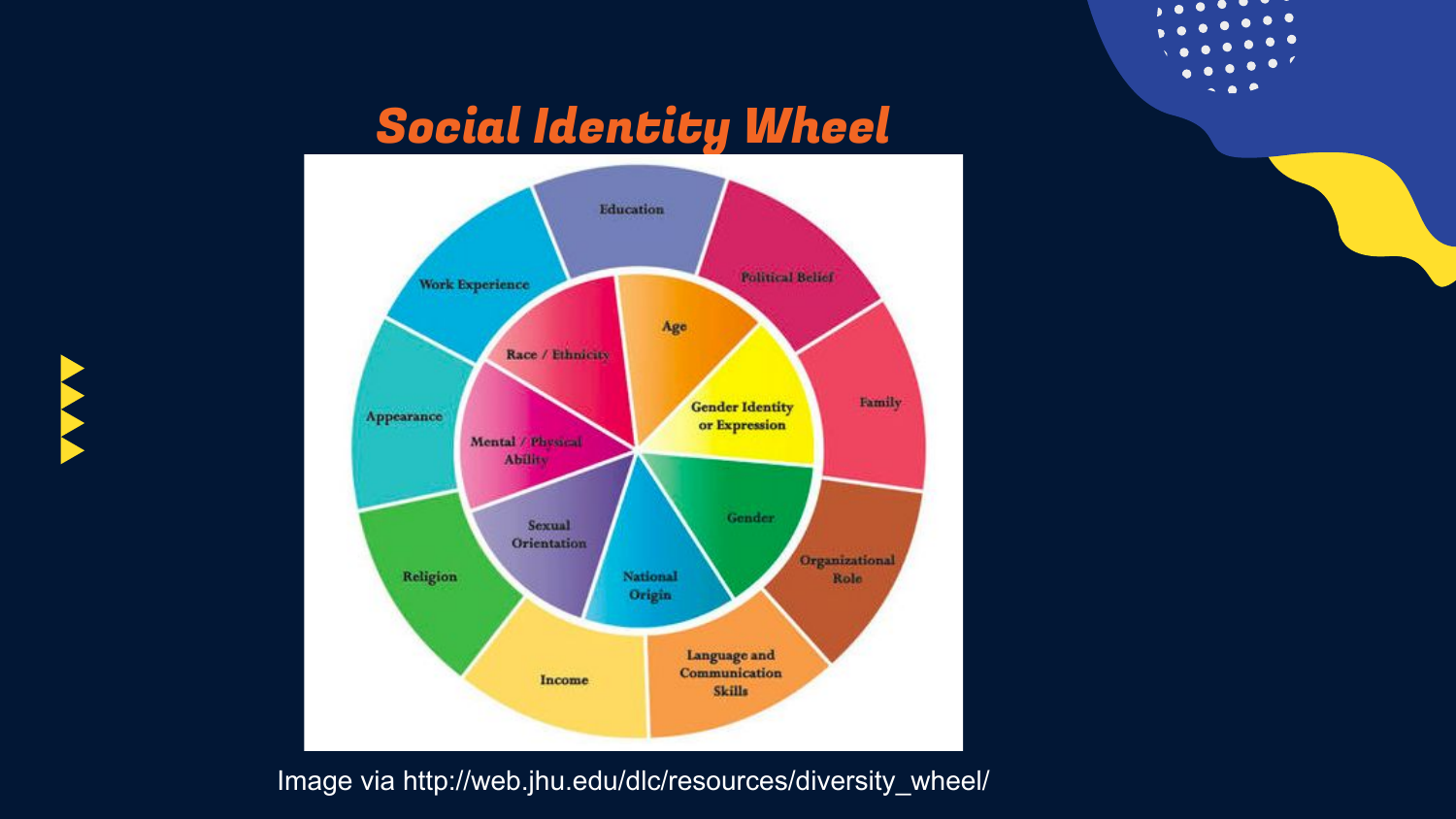# Social Identity Wheel

Education

Political Belief

Family

Organizational Role

Language and Communication Skills

Income

Religion

Appearance

Work Experience

Age

Gender Identity or Expression

Gender

National Origin

Sexual Orientation

Mental / Physical Ability

Race / Ethnicity

Image via http://web.jhu.edu/dlc/resources/diversity_wheel/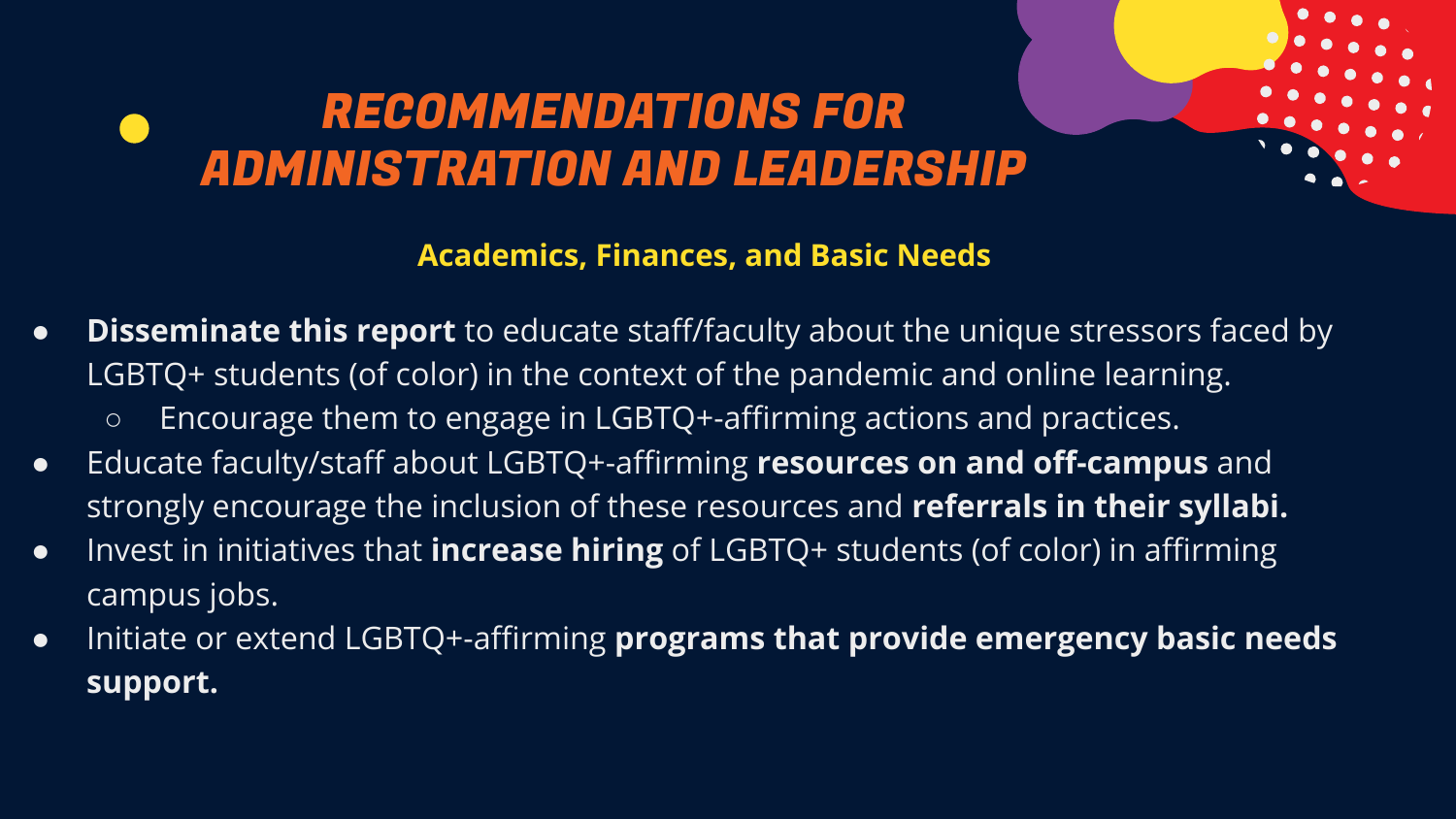# RECOMMENDATIONS FOR ADMINISTRATION AND LEADERSHIP

### Academics, Finances, and Basic Needs

- **Disseminate this report** to educate staff/faculty about the unique stressors faced by LGBTQ+ students (of color) in the context of the pandemic and online learning.
  - Encourage them to engage in LGBTQ+-affirming actions and practices.
- Educate faculty/staff about LGBTQ+-affirming **resources on and off-campus** and strongly encourage the inclusion of these resources and **referrals in their syllabi.**
- Invest in initiatives that **increase hiring** of LGBTQ+ students (of color) in affirming campus jobs.
- Initiate or extend LGBTQ+-affirming **programs that provide emergency basic needs support.**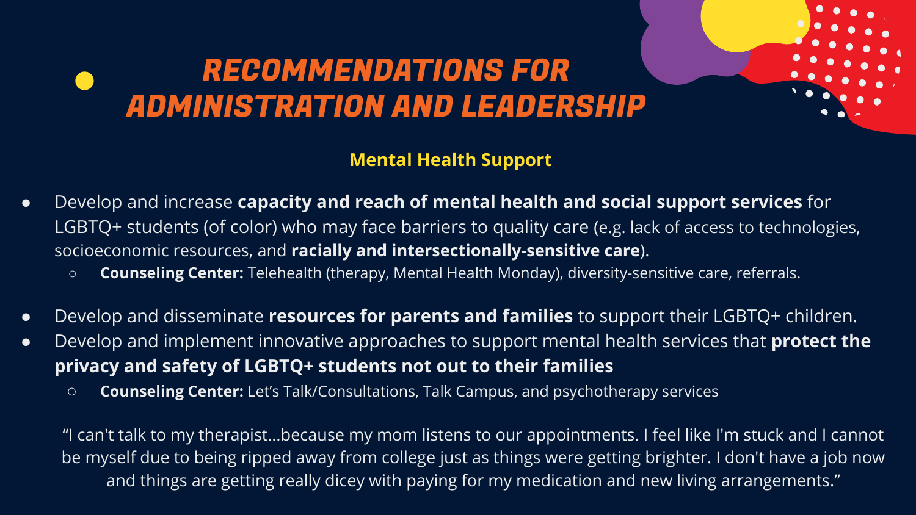# RECOMMENDATIONS FOR ADMINISTRATION AND LEADERSHIP

### Mental Health Support

- Develop and increase **capacity and reach of mental health and social support services** for LGBTQ+ students (of color) who may face barriers to quality care (e.g. lack of access to technologies, socioeconomic resources, and **racially and intersectionally-sensitive care**).
  - **Counseling Center:** Telehealth (therapy, Mental Health Monday), diversity-sensitive care, referrals.

- Develop and disseminate **resources for parents and families** to support their LGBTQ+ children.
- Develop and implement innovative approaches to support mental health services that **protect the privacy and safety of LGBTQ+ students not out to their families**
  - **Counseling Center:** Let's Talk/Consultations, Talk Campus, and psychotherapy services

"I can't talk to my therapist...because my mom listens to our appointments. I feel like I'm stuck and I cannot be myself due to being ripped away from college just as things were getting brighter. I don't have a job now and things are getting really dicey with paying for my medication and new living arrangements."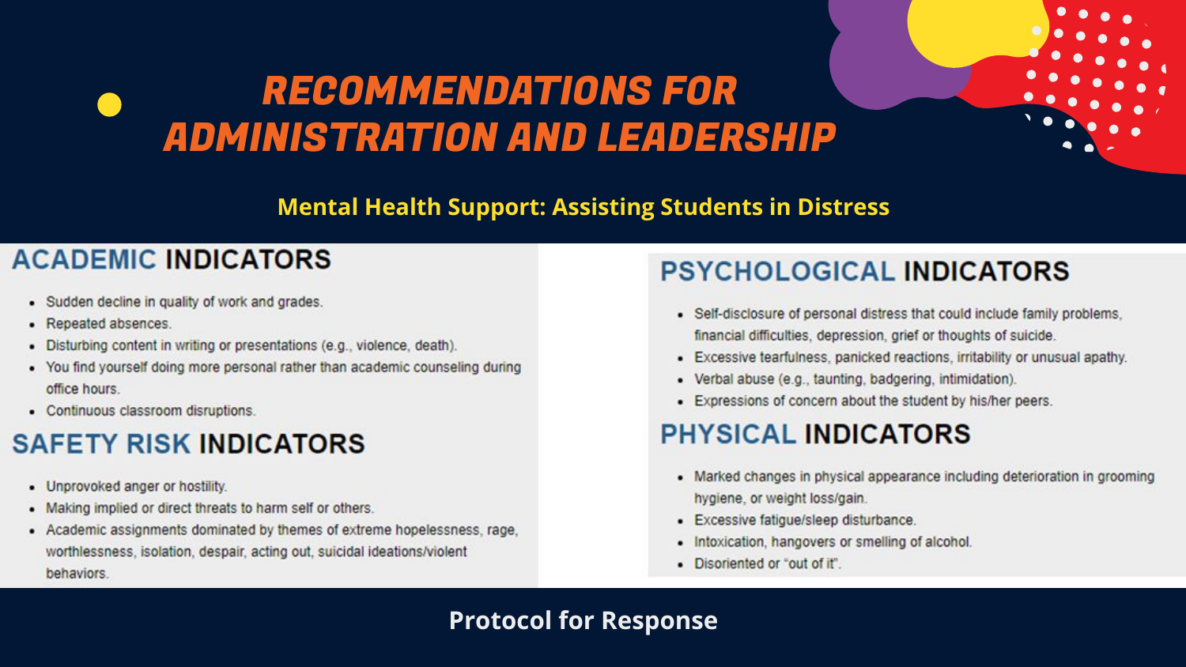# RECOMMENDATIONS FOR ADMINISTRATION AND LEADERSHIP

## Mental Health Support: Assisting Students in Distress

### ACADEMIC INDICATORS

- Sudden decline in quality of work and grades.
- Repeated absences.
- Disturbing content in writing or presentations (e.g., violence, death).
- You find yourself doing more personal rather than academic counseling during office hours.
- Continuous classroom disruptions.

### SAFETY RISK INDICATORS

- Unprovoked anger or hostility.
- Making implied or direct threats to harm self or others.
- Academic assignments dominated by themes of extreme hopelessness, rage, worthlessness, isolation, despair, acting out, suicidal ideations/violent behaviors.

### PSYCHOLOGICAL INDICATORS

- Self-disclosure of personal distress that could include family problems, financial difficulties, depression, grief or thoughts of suicide.
- Excessive tearfulness, panicked reactions, irritability or unusual apathy.
- Verbal abuse (e.g., taunting, badgering, intimidation).
- Expressions of concern about the student by his/her peers.

### PHYSICAL INDICATORS

- Marked changes in physical appearance including deterioration in grooming hygiene, or weight loss/gain.
- Excessive fatigue/sleep disturbance.
- Intoxication, hangovers or smelling of alcohol.
- Disoriented or "out of it".

**Protocol for Response**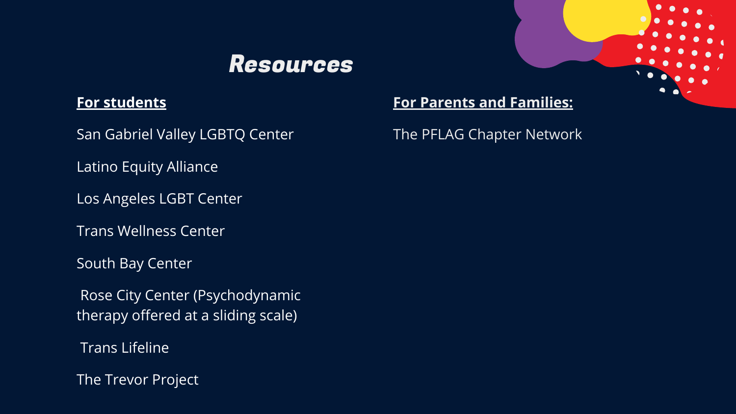# Resources

**For students**

San Gabriel Valley LGBTQ Center

Latino Equity Alliance

Los Angeles LGBT Center

Trans Wellness Center

South Bay Center

Rose City Center (Psychodynamic therapy offered at a sliding scale)

Trans Lifeline

The Trevor Project

**For Parents and Families:**

The PFLAG Chapter Network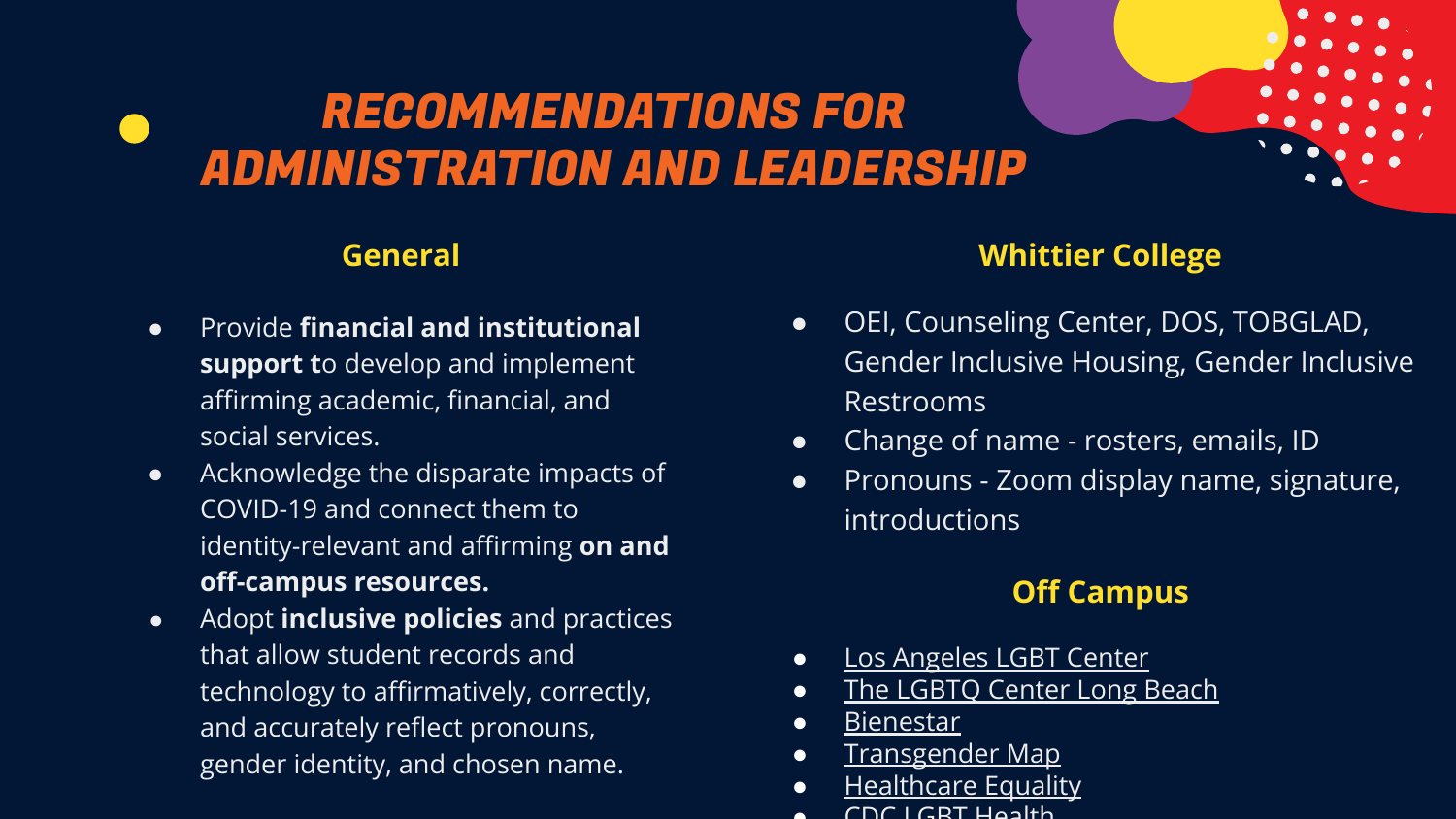# RECOMMENDATIONS FOR ADMINISTRATION AND LEADERSHIP

## General

- Provide **financial and institutional support t**o develop and implement affirming academic, financial, and social services.
- Acknowledge the disparate impacts of COVID-19 and connect them to identity-relevant and affirming **on and off-campus resources.**
- Adopt **inclusive policies** and practices that allow student records and technology to affirmatively, correctly, and accurately reflect pronouns, gender identity, and chosen name.

## Whittier College

- OEI, Counseling Center, DOS, TOBGLAD, Gender Inclusive Housing, Gender Inclusive Restrooms
- Change of name - rosters, emails, ID
- Pronouns - Zoom display name, signature, introductions

## Off Campus

- Los Angeles LGBT Center
- The LGBTQ Center Long Beach
- Bienestar
- Transgender Map
- Healthcare Equality
- CDC LGBT Health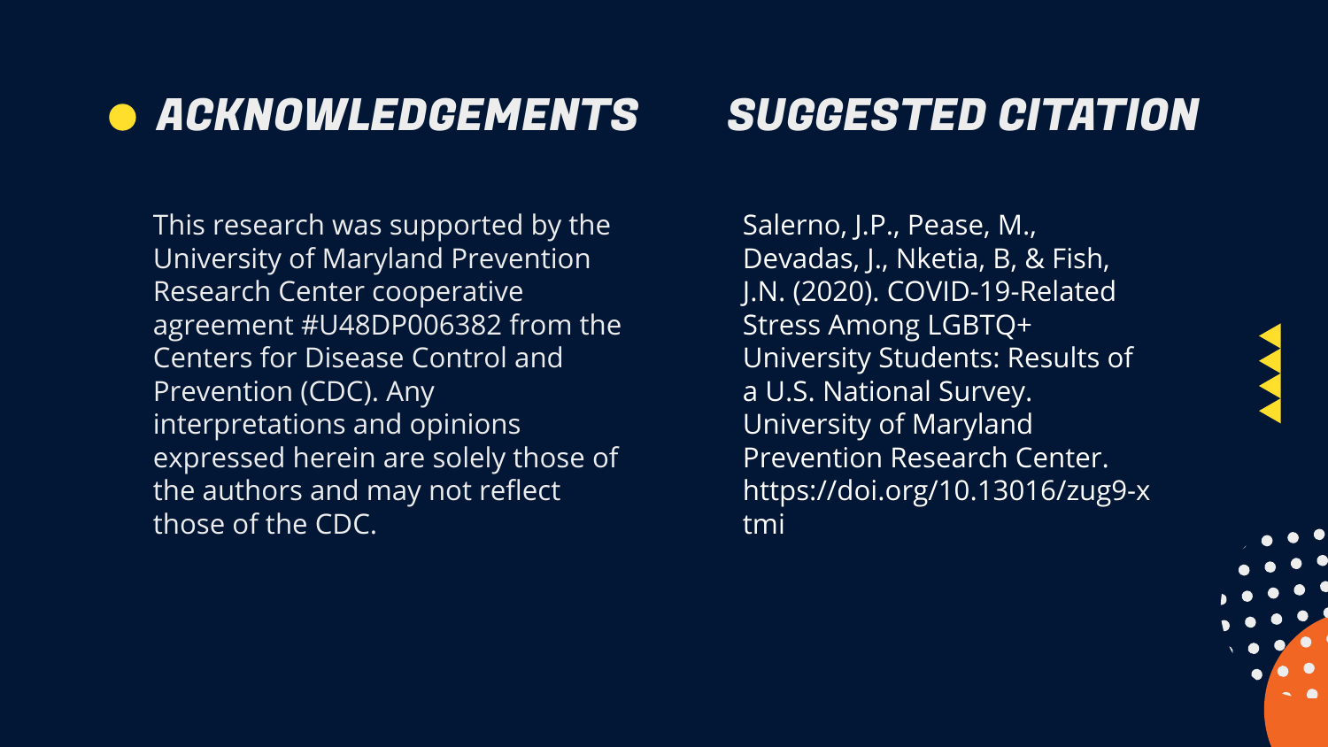## ACKNOWLEDGEMENTS

This research was supported by the University of Maryland Prevention Research Center cooperative agreement #U48DP006382 from the Centers for Disease Control and Prevention (CDC). Any interpretations and opinions expressed herein are solely those of the authors and may not reflect those of the CDC.

## SUGGESTED CITATION

Salerno, J.P., Pease, M., Devadas, J., Nketia, B, & Fish, J.N. (2020). COVID-19-Related Stress Among LGBTQ+ University Students: Results of a U.S. National Survey. University of Maryland Prevention Research Center. https://doi.org/10.13016/zug9-xtmi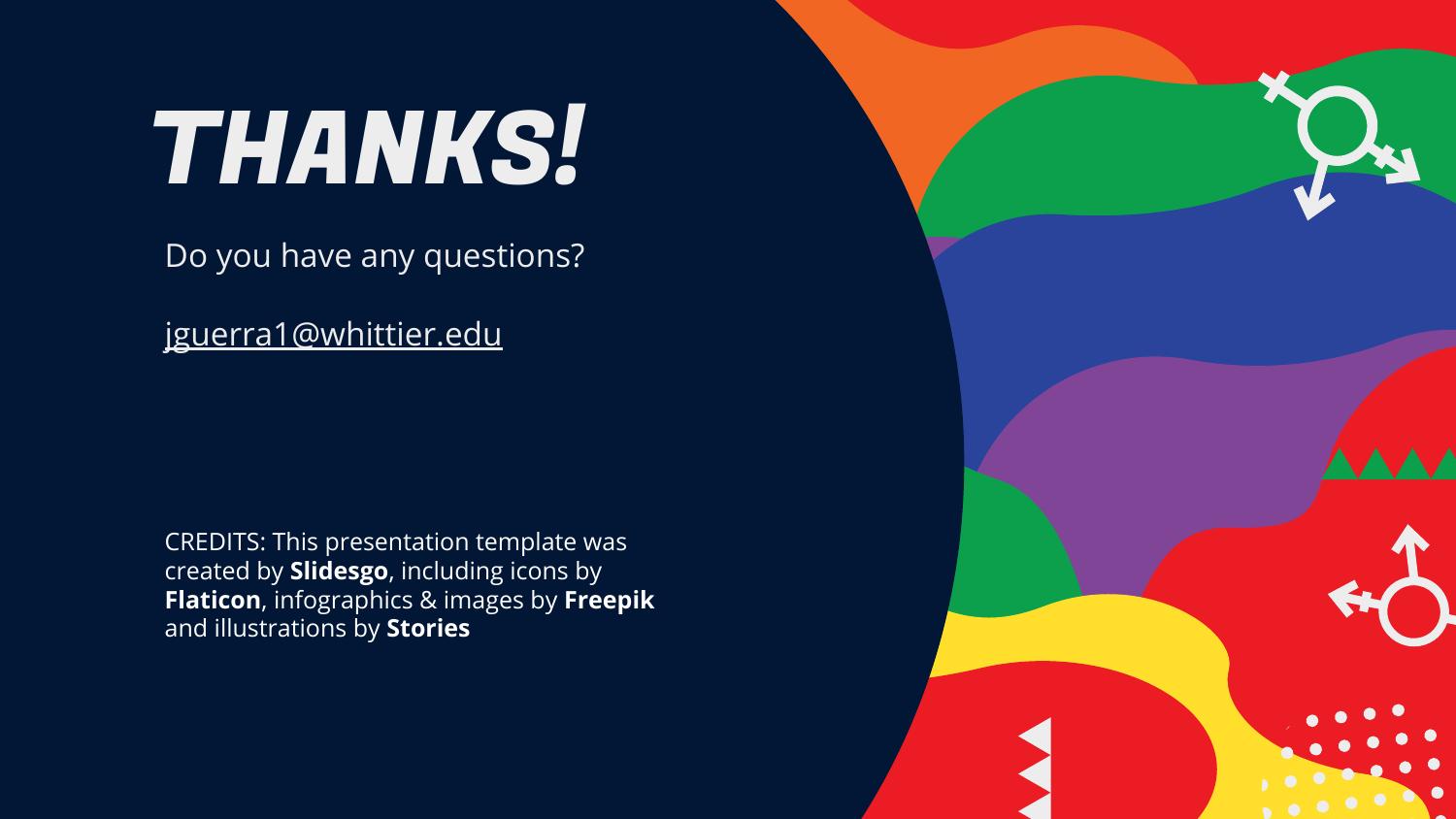# THANKS!

Do you have any questions?

jguerra1@whittier.edu

CREDITS: This presentation template was created by **Slidesgo**, including icons by **Flaticon**, infographics & images by **Freepik** and illustrations by **Stories**